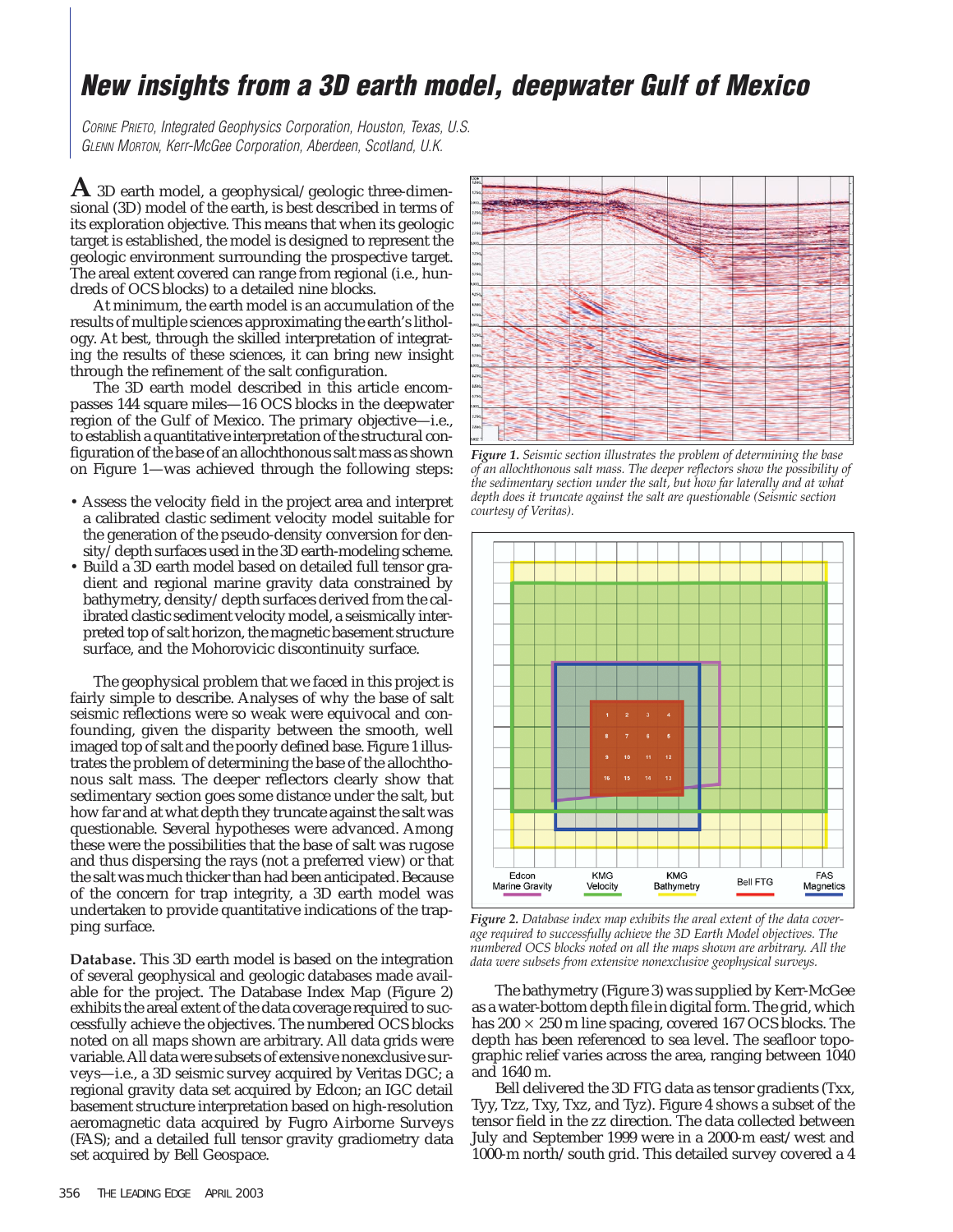# New insights from a 3D earth model, deepwater Gulf of Mexico

*CORINE PRIETO, Integrated Geophysics Corporation, Houston, Texas, U.S.*
*GLENN MORTON, Kerr-McGee Corporation, Aberdeen, Scotland, U.K.*

A 3D earth model, a geophysical/geologic three-dimensional (3D) model of the earth, is best described in terms of its exploration objective. This means that when its geologic target is established, the model is designed to represent the geologic environment surrounding the prospective target. The areal extent covered can range from regional (i.e., hundreds of OCS blocks) to a detailed nine blocks.

At minimum, the earth model is an accumulation of the results of multiple sciences approximating the earth's lithology. At best, through the skilled interpretation of integrating the results of these sciences, it can bring new insight through the refinement of the salt configuration.

The 3D earth model described in this article encompasses 144 square miles—16 OCS blocks in the deepwater region of the Gulf of Mexico. The primary objective—i.e., to establish a quantitative interpretation of the structural configuration of the base of an allochthonous salt mass as shown on Figure 1—was achieved through the following steps:

- Assess the velocity field in the project area and interpret a calibrated clastic sediment velocity model suitable for the generation of the pseudo-density conversion for density/depth surfaces used in the 3D earth-modeling scheme.
- Build a 3D earth model based on detailed full tensor gradient and regional marine gravity data constrained by bathymetry, density/depth surfaces derived from the calibrated clastic sediment velocity model, a seismically interpreted top of salt horizon, the magnetic basement structure surface, and the Mohorovicic discontinuity surface.

The geophysical problem that we faced in this project is fairly simple to describe. Analyses of why the base of salt seismic reflections were so weak were equivocal and confounding, given the disparity between the smooth, well imaged top of salt and the poorly defined base. Figure 1 illustrates the problem of determining the base of the allochthonous salt mass. The deeper reflectors clearly show that sedimentary section goes some distance under the salt, but how far and at what depth they truncate against the salt was questionable. Several hypotheses were advanced. Among these were the possibilities that the base of salt was rugose and thus dispersing the rays (not a preferred view) or that the salt was much thicker than had been anticipated. Because of the concern for trap integrity, a 3D earth model was undertaken to provide quantitative indications of the trapping surface.

*Figure 1. Seismic section illustrates the problem of determining the base of an allochthonous salt mass. The deeper reflectors show the possibility of the sedimentary section under the salt, but how far laterally and at what depth does it truncate against the salt are questionable (Seismic section courtesy of Veritas).*

*Figure 2. Database index map exhibits the areal extent of the data coverage required to successfully achieve the 3D Earth Model objectives. The numbered OCS blocks noted on all the maps shown are arbitrary. All the data were subsets from extensive nonexclusive geophysical surveys.*

**Database.** This 3D earth model is based on the integration of several geophysical and geologic databases made available for the project. The Database Index Map (Figure 2) exhibits the areal extent of the data coverage required to successfully achieve the objectives. The numbered OCS blocks noted on all maps shown are arbitrary. All data grids were variable. All data were subsets of extensive nonexclusive surveys—i.e., a 3D seismic survey acquired by Veritas DGC; a regional gravity data set acquired by Edcon; an IGC detail basement structure interpretation based on high-resolution aeromagnetic data acquired by Fugro Airborne Surveys (FAS); and a detailed full tensor gravity gradiometry data set acquired by Bell Geospace.

The bathymetry (Figure 3) was supplied by Kerr-McGee as a water-bottom depth file in digital form. The grid, which has $200 \times 250$ m line spacing, covered 167 OCS blocks. The depth has been referenced to sea level. The seafloor topographic relief varies across the area, ranging between 1040 and 1640 m.

Bell delivered the 3D FTG data as tensor gradients (Txx, Tyy, Tzz, Txy, Txz, and Tyz). Figure 4 shows a subset of the tensor field in the zz direction. The data collected between July and September 1999 were in a 2000-m east/west and 1000-m north/south grid. This detailed survey covered a 4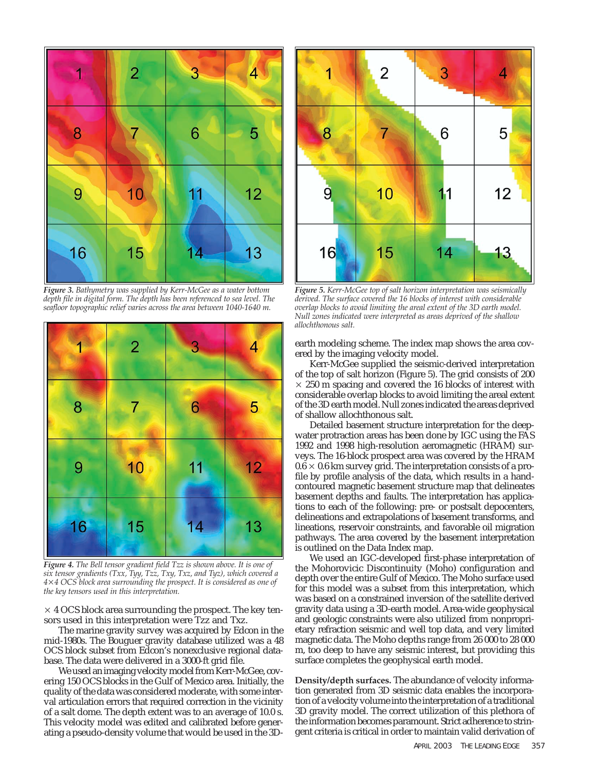1
2
3
4
8
7
6
5
9
10
11
12
16
15
14
13

*Figure 3. Bathymetry was supplied by Kerr-McGee as a water bottom depth file in digital form. The depth has been referenced to sea level. The seafloor topographic relief varies across the area between 1040-1640 m.*

1
2
3
4
8
7
6
5
9
10
11
12
16
15
14
13

*Figure 4. The Bell tensor gradient field Tzz is shown above. It is one of six tensor gradients (Txx, Tyy, Tzz, Txy, Txz, and Tyz), which covered a 4×4 OCS block area surrounding the prospect. It is considered as one of the key tensors used in this interpretation.*

× 4 OCS block area surrounding the prospect. The key tensors used in this interpretation were Tzz and Txz.

The marine gravity survey was acquired by Edcon in the mid-1980s. The Bouguer gravity database utilized was a 48 OCS block subset from Edcon's nonexclusive regional database. The data were delivered in a 3000-ft grid file.

We used an imaging velocity model from Kerr-McGee, covering 150 OCS blocks in the Gulf of Mexico area. Initially, the quality of the data was considered moderate, with some interval articulation errors that required correction in the vicinity of a salt dome. The depth extent was to an average of 10.0 s. This velocity model was edited and calibrated before generating a pseudo-density volume that would be used in the 3D-earth modeling scheme. The index map shows the area covered by the imaging velocity model.

1
2
3
4
8
7
6
5
9
10
11
12
16
15
14
13

*Figure 5. Kerr-McGee top of salt horizon interpretation was seismically derived. The surface covered the 16 blocks of interest with considerable overlap blocks to avoid limiting the areal extent of the 3D earth model. Null zones indicated were interpreted as areas deprived of the shallow allochthonous salt.*

Kerr-McGee supplied the seismic-derived interpretation of the top of salt horizon (Figure 5). The grid consists of 200 × 250 m spacing and covered the 16 blocks of interest with considerable overlap blocks to avoid limiting the areal extent of the 3D earth model. Null zones indicated the areas deprived of shallow allochthonous salt.

Detailed basement structure interpretation for the deep-water protraction areas has been done by IGC using the FAS 1992 and 1998 high-resolution aeromagnetic (HRAM) surveys. The 16-block prospect area was covered by the HRAM 0.6 × 0.6 km survey grid. The interpretation consists of a profile by profile analysis of the data, which results in a hand-contoured magnetic basement structure map that delineates basement depths and faults. The interpretation has applications to each of the following: pre- or postsalt depocenters, delineations and extrapolations of basement transforms, and lineations, reservoir constraints, and favorable oil migration pathways. The area covered by the basement interpretation is outlined on the Data Index map.

We used an IGC-developed first-phase interpretation of the Mohorovicic Discontinuity (Moho) configuration and depth over the entire Gulf of Mexico. The Moho surface used for this model was a subset from this interpretation, which was based on a constrained inversion of the satellite derived gravity data using a 3D-earth model. Area-wide geophysical and geologic constraints were also utilized from nonproprietary refraction seismic and well top data, and very limited magnetic data. The Moho depths range from 26 000 to 28 000 m, too deep to have any seismic interest, but providing this surface completes the geophysical earth model.

**Density/depth surfaces.** The abundance of velocity information generated from 3D seismic data enables the incorporation of a velocity volume into the interpretation of a traditional 3D gravity model. The correct utilization of this plethora of the information becomes paramount. Strict adherence to stringent criteria is critical in order to maintain valid derivation of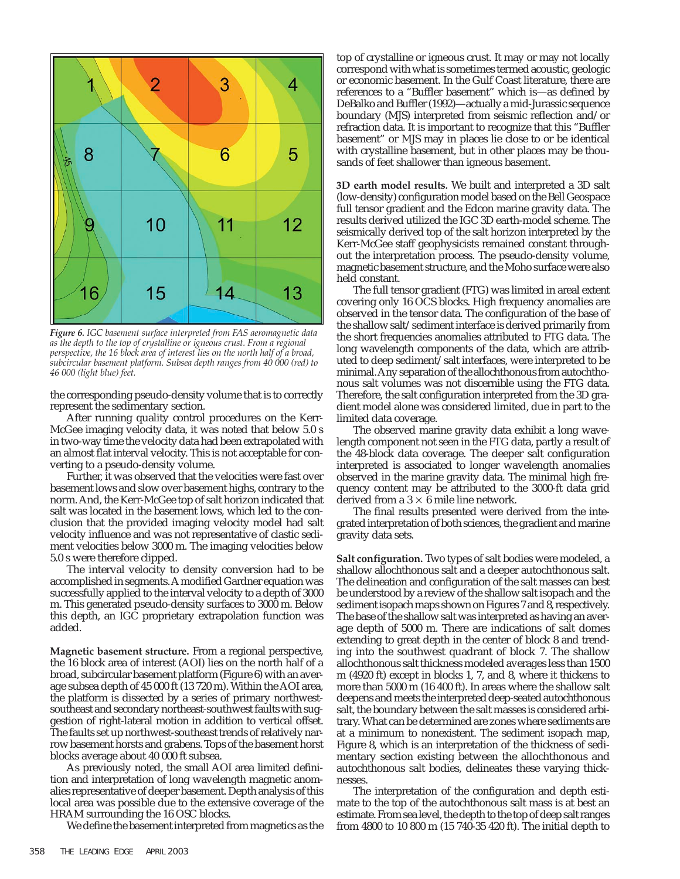1
2
3
4
8
7
6
5
45
9
10
11
12
16
15
14
13

*Figure 6. IGC basement surface interpreted from FAS aeromagnetic data as the depth to the top of crystalline or igneous crust. From a regional perspective, the 16 block area of interest lies on the north half of a broad, subcircular basement platform. Subsea depth ranges from 40 000 (red) to 46 000 (light blue) feet.*

the corresponding pseudo-density volume that is to correctly represent the sedimentary section.

After running quality control procedures on the Kerr-McGee imaging velocity data, it was noted that below 5.0 s in two-way time the velocity data had been extrapolated with an almost flat interval velocity. This is not acceptable for converting to a pseudo-density volume.

Further, it was observed that the velocities were fast over basement lows and slow over basement highs, contrary to the norm. And, the Kerr-McGee top of salt horizon indicated that salt was located in the basement lows, which led to the conclusion that the provided imaging velocity model had salt velocity influence and was not representative of clastic sediment velocities below 3000 m. The imaging velocities below 5.0 s were therefore clipped.

The interval velocity to density conversion had to be accomplished in segments. A modified Gardner equation was successfully applied to the interval velocity to a depth of 3000 m. This generated pseudo-density surfaces to 3000 m. Below this depth, an IGC proprietary extrapolation function was added.

**Magnetic basement structure.** From a regional perspective, the 16 block area of interest (AOI) lies on the north half of a broad, subcircular basement platform (Figure 6) with an average subsea depth of 45 000 ft (13 720 m). Within the AOI area, the platform is dissected by a series of primary northwest-southeast and secondary northeast-southwest faults with suggestion of right-lateral motion in addition to vertical offset. The faults set up northwest-southeast trends of relatively narrow basement horsts and grabens. Tops of the basement horst blocks average about 40 000 ft subsea.

As previously noted, the small AOI area limited definition and interpretation of long wavelength magnetic anomalies representative of deeper basement. Depth analysis of this local area was possible due to the extensive coverage of the HRAM surrounding the 16 OSC blocks.

We define the basement interpreted from magnetics as the top of crystalline or igneous crust. It may or may not locally correspond with what is sometimes termed acoustic, geologic or economic basement. In the Gulf Coast literature, there are references to a "Buffler basement" which is—as defined by DeBalko and Buffler (1992)—actually a mid-Jurassic sequence boundary (MJS) interpreted from seismic reflection and/or refraction data. It is important to recognize that this "Buffler basement" or MJS may in places lie close to or be identical with crystalline basement, but in other places may be thousands of feet shallower than igneous basement.

**3D earth model results.** We built and interpreted a 3D salt (low-density) configuration model based on the Bell Geospace full tensor gradient and the Edcon marine gravity data. The results derived utilized the IGC 3D earth-model scheme. The seismically derived top of the salt horizon interpreted by the Kerr-McGee staff geophysicists remained constant throughout the interpretation process. The pseudo-density volume, magnetic basement structure, and the Moho surface were also held constant.

The full tensor gradient (FTG) was limited in areal extent covering only 16 OCS blocks. High frequency anomalies are observed in the tensor data. The configuration of the base of the shallow salt/sediment interface is derived primarily from the short frequencies anomalies attributed to FTG data. The long wavelength components of the data, which are attributed to deep sediment/salt interfaces, were interpreted to be minimal. Any separation of the allochthonous from autochthonous salt volumes was not discernible using the FTG data. Therefore, the salt configuration interpreted from the 3D gradient model alone was considered limited, due in part to the limited data coverage.

The observed marine gravity data exhibit a long wavelength component not seen in the FTG data, partly a result of the 48-block data coverage. The deeper salt configuration interpreted is associated to longer wavelength anomalies observed in the marine gravity data. The minimal high frequency content may be attributed to the 3000-ft data grid derived from a $3 \times 6$ mile line network.

The final results presented were derived from the integrated interpretation of both sciences, the gradient and marine gravity data sets.

**Salt configuration.** Two types of salt bodies were modeled, a shallow allochthonous salt and a deeper autochthonous salt. The delineation and configuration of the salt masses can best be understood by a review of the shallow salt isopach and the sediment isopach maps shown on Figures 7 and 8, respectively. The base of the shallow salt was interpreted as having an average depth of 5000 m. There are indications of salt domes extending to great depth in the center of block 8 and trending into the southwest quadrant of block 7. The shallow allochthonous salt thickness modeled averages less than 1500 m (4920 ft) except in blocks 1, 7, and 8, where it thickens to more than 5000 m (16 400 ft). In areas where the shallow salt deepens and meets the interpreted deep-seated autochthonous salt, the boundary between the salt masses is considered arbitrary. What can be determined are zones where sediments are at a minimum to nonexistent. The sediment isopach map, Figure 8, which is an interpretation of the thickness of sedimentary section existing between the allochthonous and autochthonous salt bodies, delineates these varying thicknesses.

The interpretation of the configuration and depth estimate to the top of the autochthonous salt mass is at best an estimate. From sea level, the depth to the top of deep salt ranges from 4800 to 10 800 m (15 740-35 420 ft). The initial depth to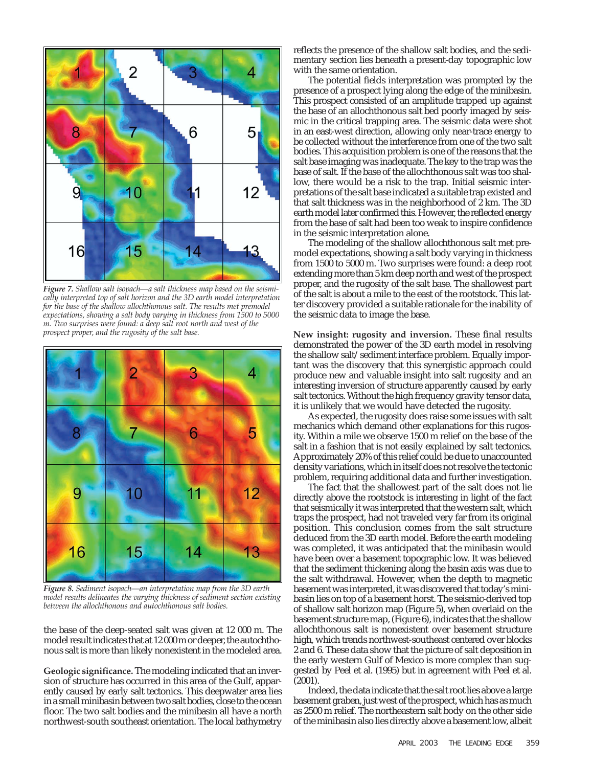1 2 3 4
8 7 6 5
9 10 11 12
16 15 14 13

*Figure 7. Shallow salt isopach—a salt thickness map based on the seismically interpreted top of salt horizon and the 3D earth model interpretation for the base of the shallow allochthonous salt. The results met premodel expectations, showing a salt body varying in thickness from 1500 to 5000 m. Two surprises were found: a deep salt root north and west of the prospect proper, and the rugosity of the salt base.*

1 2 3 4
8 7 6 5
9 10 11 12
16 15 14 13

*Figure 8. Sediment isopach—an interpretation map from the 3D earth model results delineates the varying thickness of sediment section existing between the allochthonous and autochthonous salt bodies.*

the base of the deep-seated salt was given at 12 000 m. The model result indicates that at 12 000 m or deeper, the autochthonous salt is more than likely nonexistent in the modeled area.

**Geologic significance.** The modeling indicated that an inversion of structure has occurred in this area of the Gulf, apparently caused by early salt tectonics. This deepwater area lies in a small minibasin between two salt bodies, close to the ocean floor. The two salt bodies and the minibasin all have a north northwest-south southeast orientation. The local bathymetry reflects the presence of the shallow salt bodies, and the sedimentary section lies beneath a present-day topographic low with the same orientation.

The potential fields interpretation was prompted by the presence of a prospect lying along the edge of the minibasin. This prospect consisted of an amplitude trapped up against the base of an allochthonous salt bed poorly imaged by seismic in the critical trapping area. The seismic data were shot in an east-west direction, allowing only near-trace energy to be collected without the interference from one of the two salt bodies. This acquisition problem is one of the reasons that the salt base imaging was inadequate. The key to the trap was the base of salt. If the base of the allochthonous salt was too shallow, there would be a risk to the trap. Initial seismic interpretations of the salt base indicated a suitable trap existed and that salt thickness was in the neighborhood of 2 km. The 3D earth model later confirmed this. However, the reflected energy from the base of salt had been too weak to inspire confidence in the seismic interpretation alone.

The modeling of the shallow allochthonous salt met premodel expectations, showing a salt body varying in thickness from 1500 to 5000 m. Two surprises were found: a deep root extending more than 5 km deep north and west of the prospect proper, and the rugosity of the salt base. The shallowest part of the salt is about a mile to the east of the rootstock. This latter discovery provided a suitable rationale for the inability of the seismic data to image the base.

**New insight: rugosity and inversion.** These final results demonstrated the power of the 3D earth model in resolving the shallow salt/sediment interface problem. Equally important was the discovery that this synergistic approach could produce new and valuable insight into salt rugosity and an interesting inversion of structure apparently caused by early salt tectonics. Without the high frequency gravity tensor data, it is unlikely that we would have detected the rugosity.

As expected, the rugosity does raise some issues with salt mechanics which demand other explanations for this rugosity. Within a mile we observe 1500 m relief on the base of the salt in a fashion that is not easily explained by salt tectonics. Approximately 20% of this relief could be due to unaccounted density variations, which in itself does not resolve the tectonic problem, requiring additional data and further investigation.

The fact that the shallowest part of the salt does not lie directly above the rootstock is interesting in light of the fact that seismically it was interpreted that the western salt, which traps the prospect, had not traveled very far from its original position. This conclusion comes from the salt structure deduced from the 3D earth model. Before the earth modeling was completed, it was anticipated that the minibasin would have been over a basement topographic low. It was believed that the sediment thickening along the basin axis was due to the salt withdrawal. However, when the depth to magnetic basement was interpreted, it was discovered that today's minibasin lies on top of a basement horst. The seismic-derived top of shallow salt horizon map (Figure 5), when overlaid on the basement structure map, (Figure 6), indicates that the shallow allochthonous salt is nonexistent over basement structure high, which trends northwest-southeast centered over blocks 2 and 6. These data show that the picture of salt deposition in the early western Gulf of Mexico is more complex than suggested by Peel et al. (1995) but in agreement with Peel et al. (2001).

Indeed, the data indicate that the salt root lies above a large basement graben, just west of the prospect, which has as much as 2500 m relief. The northeastern salt body on the other side of the minibasin also lies directly above a basement low, albeit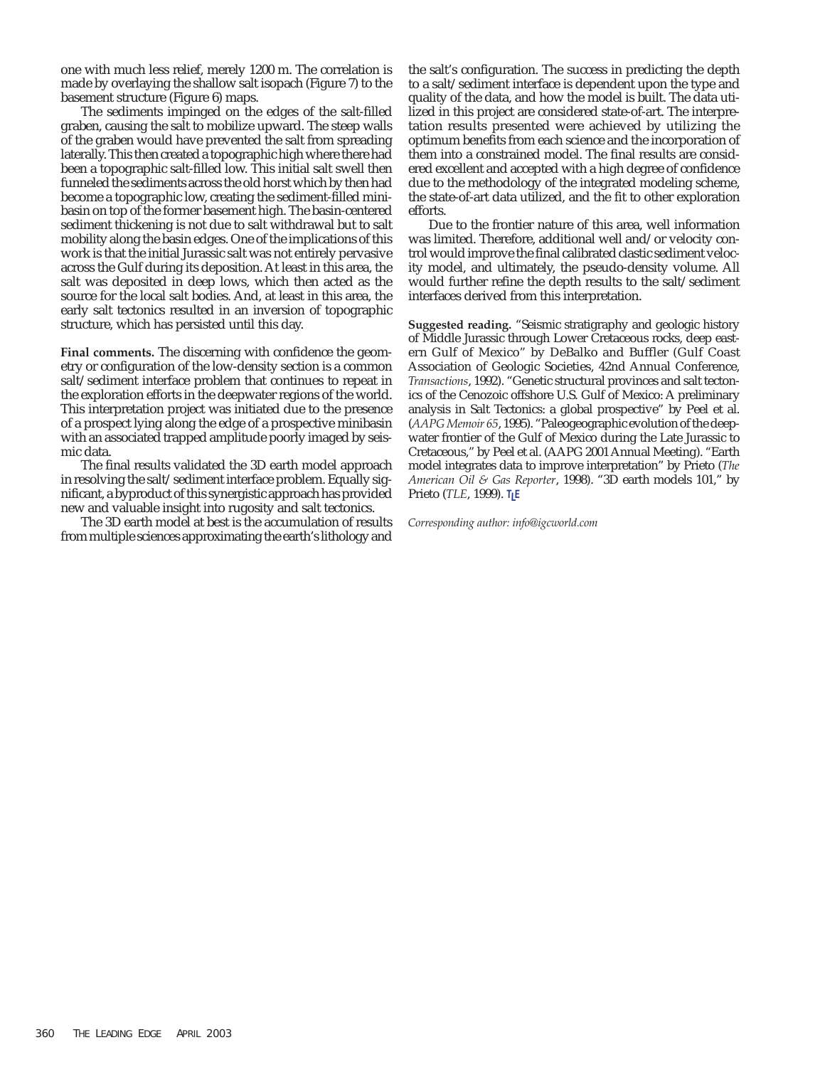one with much less relief, merely 1200 m. The correlation is made by overlaying the shallow salt isopach (Figure 7) to the basement structure (Figure 6) maps.

The sediments impinged on the edges of the salt-filled graben, causing the salt to mobilize upward. The steep walls of the graben would have prevented the salt from spreading laterally. This then created a topographic high where there had been a topographic salt-filled low. This initial salt swell then funneled the sediments across the old horst which by then had become a topographic low, creating the sediment-filled minibasin on top of the former basement high. The basin-centered sediment thickening is not due to salt withdrawal but to salt mobility along the basin edges. One of the implications of this work is that the initial Jurassic salt was not entirely pervasive across the Gulf during its deposition. At least in this area, the salt was deposited in deep lows, which then acted as the source for the local salt bodies. And, at least in this area, the early salt tectonics resulted in an inversion of topographic structure, which has persisted until this day.

**Final comments.** The discerning with confidence the geometry or configuration of the low-density section is a common salt/sediment interface problem that continues to repeat in the exploration efforts in the deepwater regions of the world. This interpretation project was initiated due to the presence of a prospect lying along the edge of a prospective minibasin with an associated trapped amplitude poorly imaged by seismic data.

The final results validated the 3D earth model approach in resolving the salt/sediment interface problem. Equally significant, a byproduct of this synergistic approach has provided new and valuable insight into rugosity and salt tectonics.

The 3D earth model at best is the accumulation of results from multiple sciences approximating the earth's lithology and the salt's configuration. The success in predicting the depth to a salt/sediment interface is dependent upon the type and quality of the data, and how the model is built. The data utilized in this project are considered state-of-art. The interpretation results presented were achieved by utilizing the optimum benefits from each science and the incorporation of them into a constrained model. The final results are considered excellent and accepted with a high degree of confidence due to the methodology of the integrated modeling scheme, the state-of-art data utilized, and the fit to other exploration efforts.

Due to the frontier nature of this area, well information was limited. Therefore, additional well and/or velocity control would improve the final calibrated clastic sediment velocity model, and ultimately, the pseudo-density volume. All would further refine the depth results to the salt/sediment interfaces derived from this interpretation.

**Suggested reading.** "Seismic stratigraphy and geologic history of Middle Jurassic through Lower Cretaceous rocks, deep eastern Gulf of Mexico" by DeBalko and Buffler (Gulf Coast Association of Geologic Societies, 42nd Annual Conference, *Transactions*, 1992). "Genetic structural provinces and salt tectonics of the Cenozoic offshore U.S. Gulf of Mexico: A preliminary analysis in Salt Tectonics: a global prospective" by Peel et al. (*AAPG Memoir 65*, 1995). "Paleogeographic evolution of the deepwater frontier of the Gulf of Mexico during the Late Jurassic to Cretaceous," by Peel et al. (AAPG 2001 Annual Meeting). "Earth model integrates data to improve interpretation" by Prieto (*The American Oil & Gas Reporter*, 1998). "3D earth models 101," by Prieto (*TLE*, 1999). TLE

*Corresponding author: info@igcworld.com*